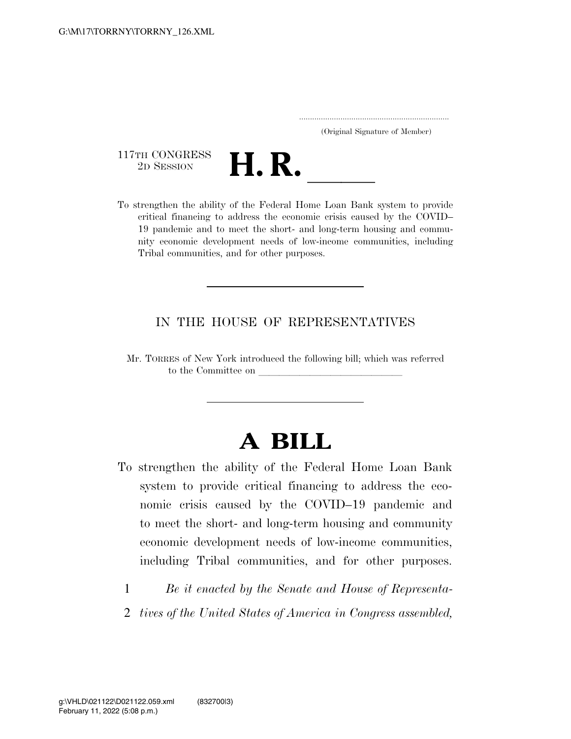(Original Signature of Member)

117TH CONGRESS
2D SESSION

# H. R. \_\_\_\_\_\_

To strengthen the ability of the Federal Home Loan Bank system to provide critical financing to address the economic crisis caused by the COVID–19 pandemic and to meet the short- and long-term housing and community economic development needs of low-income communities, including Tribal communities, and for other purposes.

---

IN THE HOUSE OF REPRESENTATIVES

Mr. TORRES of New York introduced the following bill; which was referred to the Committee on \_\_\_\_\_\_\_\_\_\_\_\_\_\_\_\_\_\_\_\_\_\_\_\_\_\_\_\_

---

# A BILL

To strengthen the ability of the Federal Home Loan Bank system to provide critical financing to address the economic crisis caused by the COVID–19 pandemic and to meet the short- and long-term housing and community economic development needs of low-income communities, including Tribal communities, and for other purposes.

1 *Be it enacted by the Senate and House of Representa-*
2 *tives of the United States of America in Congress assembled,*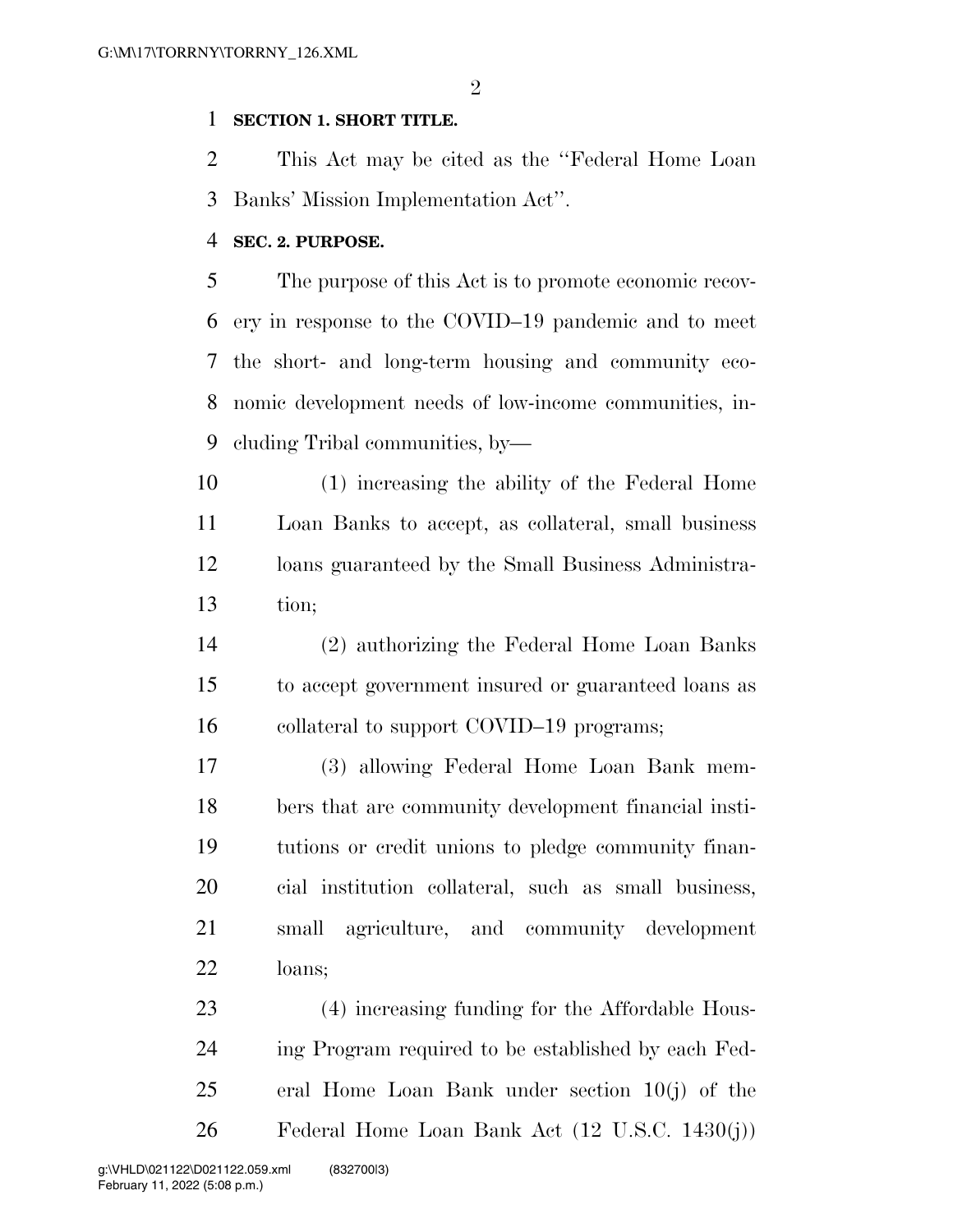**SECTION 1. SHORT TITLE.**

This Act may be cited as the ''Federal Home Loan Banks' Mission Implementation Act''.

**SEC. 2. PURPOSE.**

The purpose of this Act is to promote economic recovery in response to the COVID–19 pandemic and to meet the short- and long-term housing and community economic development needs of low-income communities, including Tribal communities, by—

(1) increasing the ability of the Federal Home Loan Banks to accept, as collateral, small business loans guaranteed by the Small Business Administration;

(2) authorizing the Federal Home Loan Banks to accept government insured or guaranteed loans as collateral to support COVID–19 programs;

(3) allowing Federal Home Loan Bank members that are community development financial institutions or credit unions to pledge community financial institution collateral, such as small business, small agriculture, and community development loans;

(4) increasing funding for the Affordable Housing Program required to be established by each Federal Home Loan Bank under section 10(j) of the Federal Home Loan Bank Act (12 U.S.C. 1430(j))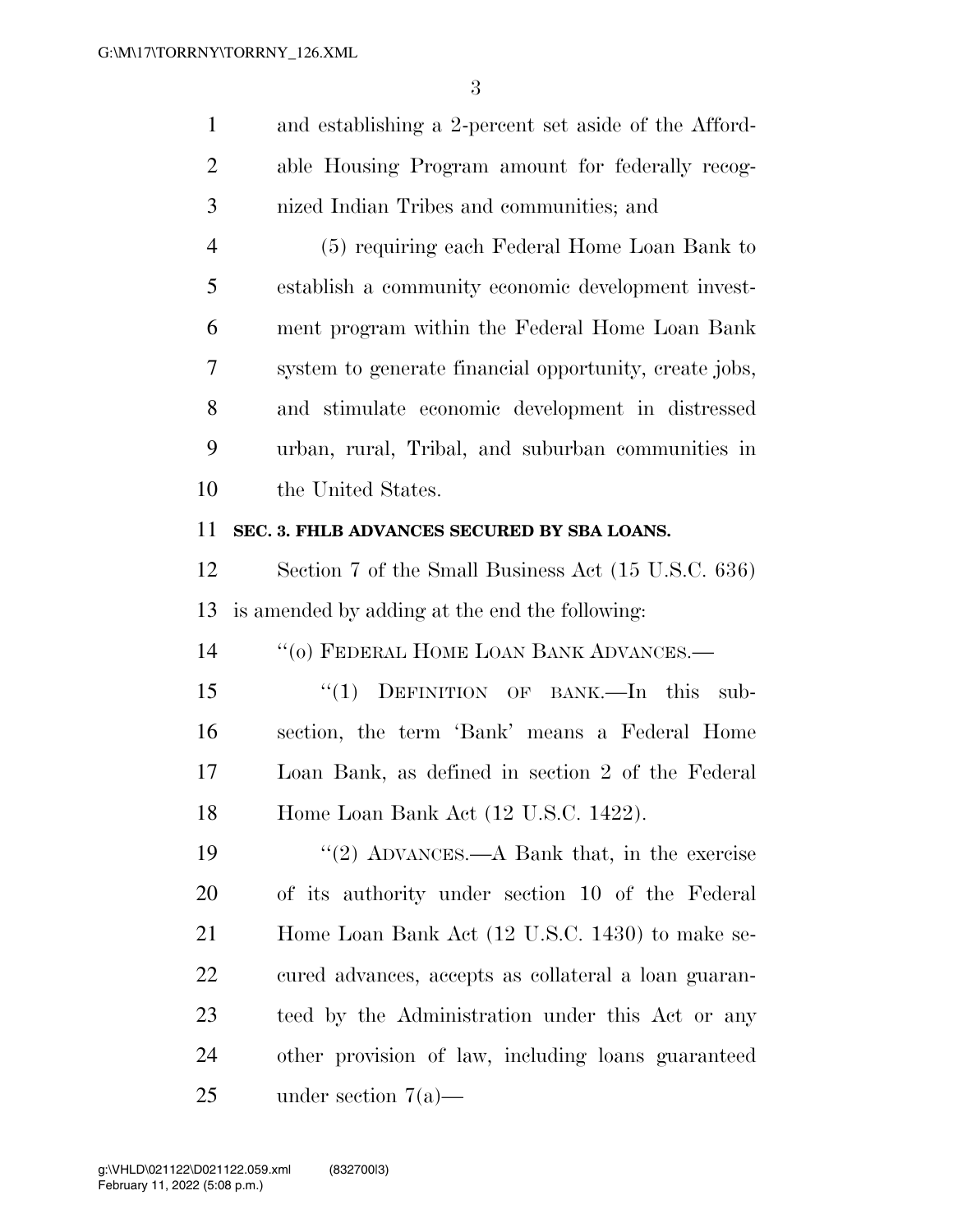and establishing a 2-percent set aside of the Affordable Housing Program amount for federally recognized Indian Tribes and communities; and

(5) requiring each Federal Home Loan Bank to establish a community economic development investment program within the Federal Home Loan Bank system to generate financial opportunity, create jobs, and stimulate economic development in distressed urban, rural, Tribal, and suburban communities in the United States.

**SEC. 3. FHLB ADVANCES SECURED BY SBA LOANS.**

Section 7 of the Small Business Act (15 U.S.C. 636) is amended by adding at the end the following:

"(o) FEDERAL HOME LOAN BANK ADVANCES.—

"(1) DEFINITION OF BANK.—In this subsection, the term 'Bank' means a Federal Home Loan Bank, as defined in section 2 of the Federal Home Loan Bank Act (12 U.S.C. 1422).

"(2) ADVANCES.—A Bank that, in the exercise of its authority under section 10 of the Federal Home Loan Bank Act (12 U.S.C. 1430) to make secured advances, accepts as collateral a loan guaranteed by the Administration under this Act or any other provision of law, including loans guaranteed under section 7(a)—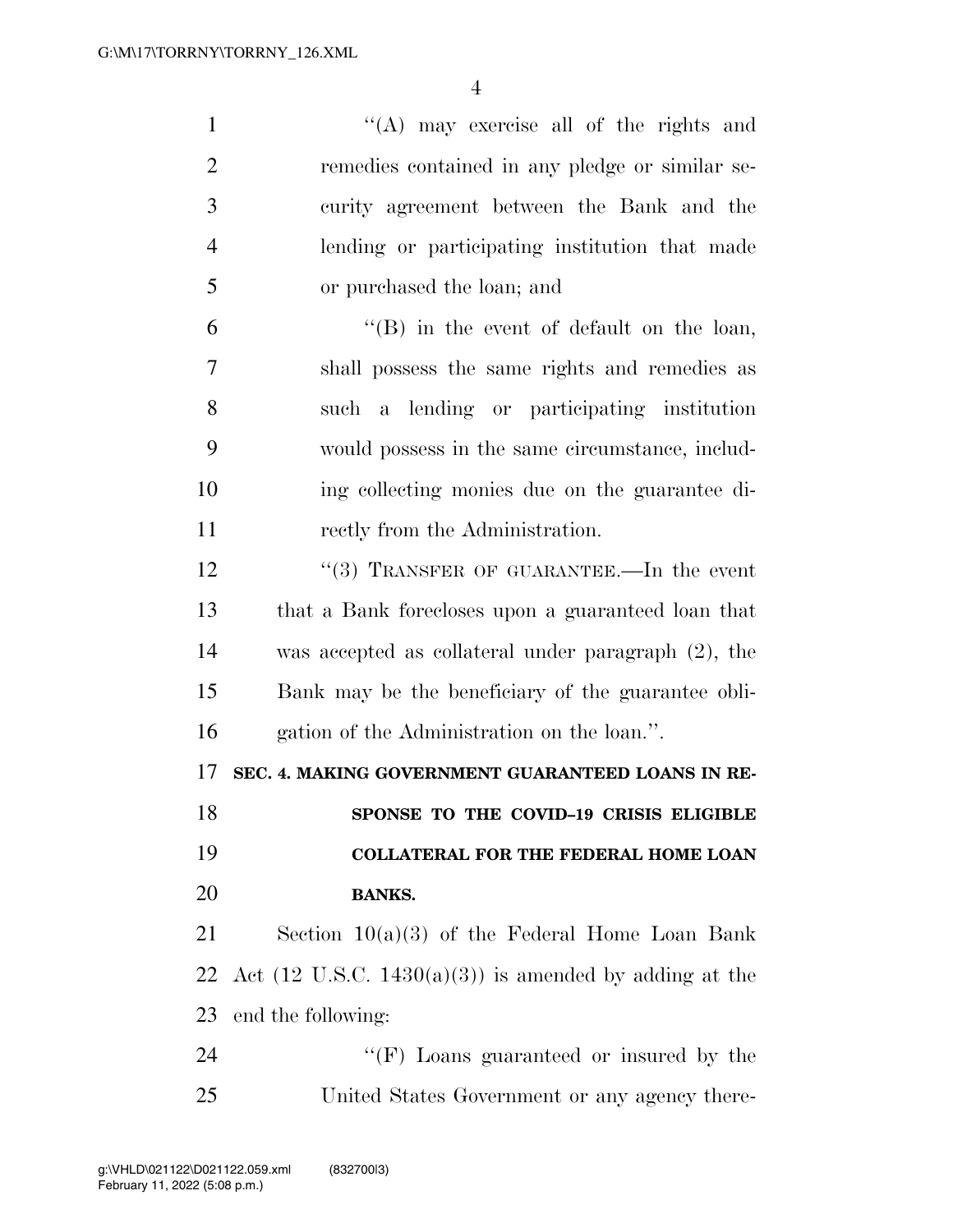"(A) may exercise all of the rights and remedies contained in any pledge or similar security agreement between the Bank and the lending or participating institution that made or purchased the loan; and

"(B) in the event of default on the loan, shall possess the same rights and remedies as such a lending or participating institution would possess in the same circumstance, including collecting monies due on the guarantee directly from the Administration.

"(3) TRANSFER OF GUARANTEE.—In the event that a Bank forecloses upon a guaranteed loan that was accepted as collateral under paragraph (2), the Bank may be the beneficiary of the guarantee obligation of the Administration on the loan.".

**SEC. 4. MAKING GOVERNMENT GUARANTEED LOANS IN RESPONSE TO THE COVID–19 CRISIS ELIGIBLE COLLATERAL FOR THE FEDERAL HOME LOAN BANKS.**

Section 10(a)(3) of the Federal Home Loan Bank Act (12 U.S.C. 1430(a)(3)) is amended by adding at the end the following:

"(F) Loans guaranteed or insured by the United States Government or any agency there-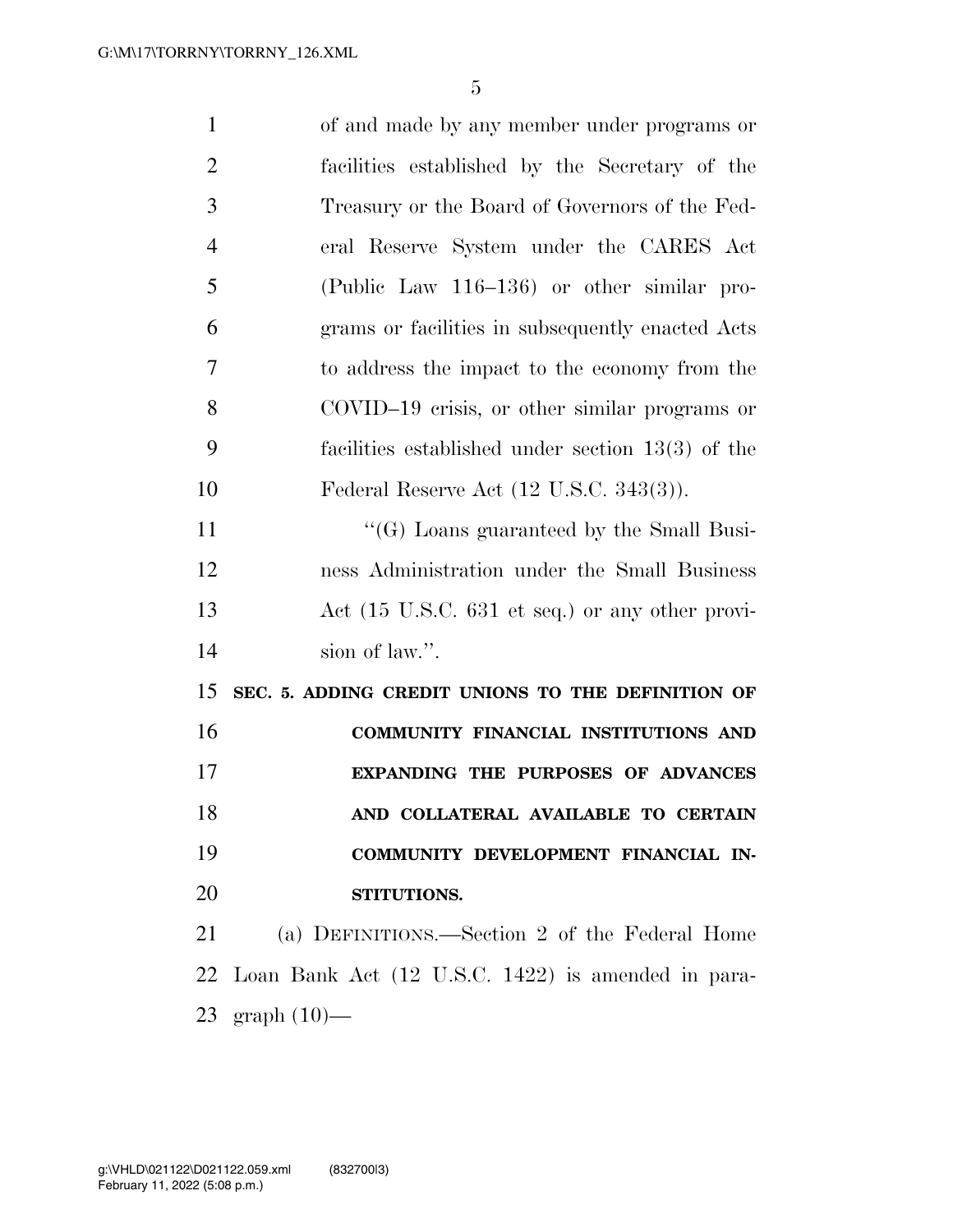of and made by any member under programs or facilities established by the Secretary of the Treasury or the Board of Governors of the Federal Reserve System under the CARES Act (Public Law 116–136) or other similar programs or facilities in subsequently enacted Acts to address the impact to the economy from the COVID–19 crisis, or other similar programs or facilities established under section 13(3) of the Federal Reserve Act (12 U.S.C. 343(3)).

"(G) Loans guaranteed by the Small Business Administration under the Small Business Act (15 U.S.C. 631 et seq.) or any other provision of law.".

**SEC. 5. ADDING CREDIT UNIONS TO THE DEFINITION OF COMMUNITY FINANCIAL INSTITUTIONS AND EXPANDING THE PURPOSES OF ADVANCES AND COLLATERAL AVAILABLE TO CERTAIN COMMUNITY DEVELOPMENT FINANCIAL INSTITUTIONS.**

(a) DEFINITIONS.—Section 2 of the Federal Home Loan Bank Act (12 U.S.C. 1422) is amended in paragraph (10)—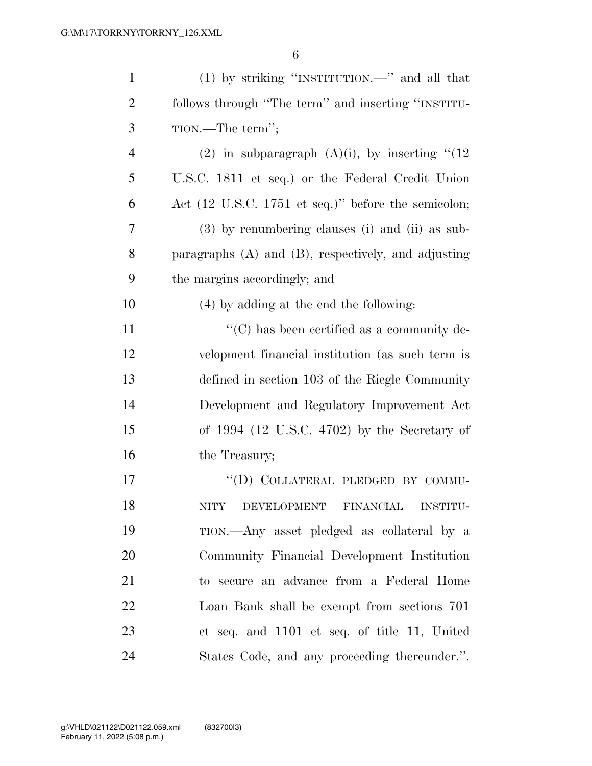(1) by striking "INSTITUTION.—" and all that follows through "The term" and inserting "INSTITUTION.—The term";

(2) in subparagraph (A)(i), by inserting "(12 U.S.C. 1811 et seq.) or the Federal Credit Union Act (12 U.S.C. 1751 et seq.)" before the semicolon;

(3) by renumbering clauses (i) and (ii) as subparagraphs (A) and (B), respectively, and adjusting the margins accordingly; and

(4) by adding at the end the following:

"(C) has been certified as a community development financial institution (as such term is defined in section 103 of the Riegle Community Development and Regulatory Improvement Act of 1994 (12 U.S.C. 4702) by the Secretary of the Treasury;

"(D) COLLATERAL PLEDGED BY COMMUNITY DEVELOPMENT FINANCIAL INSTITUTION.—Any asset pledged as collateral by a Community Financial Development Institution to secure an advance from a Federal Home Loan Bank shall be exempt from sections 701 et seq. and 1101 et seq. of title 11, United States Code, and any proceeding thereunder.".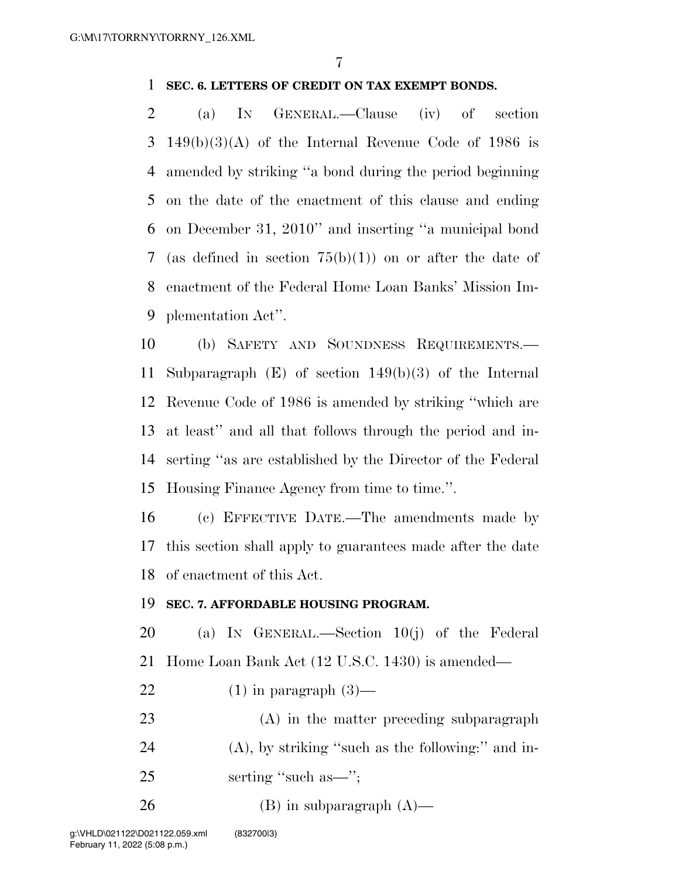**SEC. 6. LETTERS OF CREDIT ON TAX EXEMPT BONDS.**

(a) IN GENERAL.—Clause (iv) of section 149(b)(3)(A) of the Internal Revenue Code of 1986 is amended by striking ''a bond during the period beginning on the date of the enactment of this clause and ending on December 31, 2010'' and inserting ''a municipal bond (as defined in section 75(b)(1)) on or after the date of enactment of the Federal Home Loan Banks' Mission Implementation Act''.

(b) SAFETY AND SOUNDNESS REQUIREMENTS.—Subparagraph (E) of section 149(b)(3) of the Internal Revenue Code of 1986 is amended by striking ''which are at least'' and all that follows through the period and inserting ''as are established by the Director of the Federal Housing Finance Agency from time to time.''.

(c) EFFECTIVE DATE.—The amendments made by this section shall apply to guarantees made after the date of enactment of this Act.

**SEC. 7. AFFORDABLE HOUSING PROGRAM.**

(a) IN GENERAL.—Section 10(j) of the Federal Home Loan Bank Act (12 U.S.C. 1430) is amended—

(1) in paragraph (3)—

(A) in the matter preceding subparagraph (A), by striking ''such as the following:'' and inserting ''such as—'';

(B) in subparagraph (A)—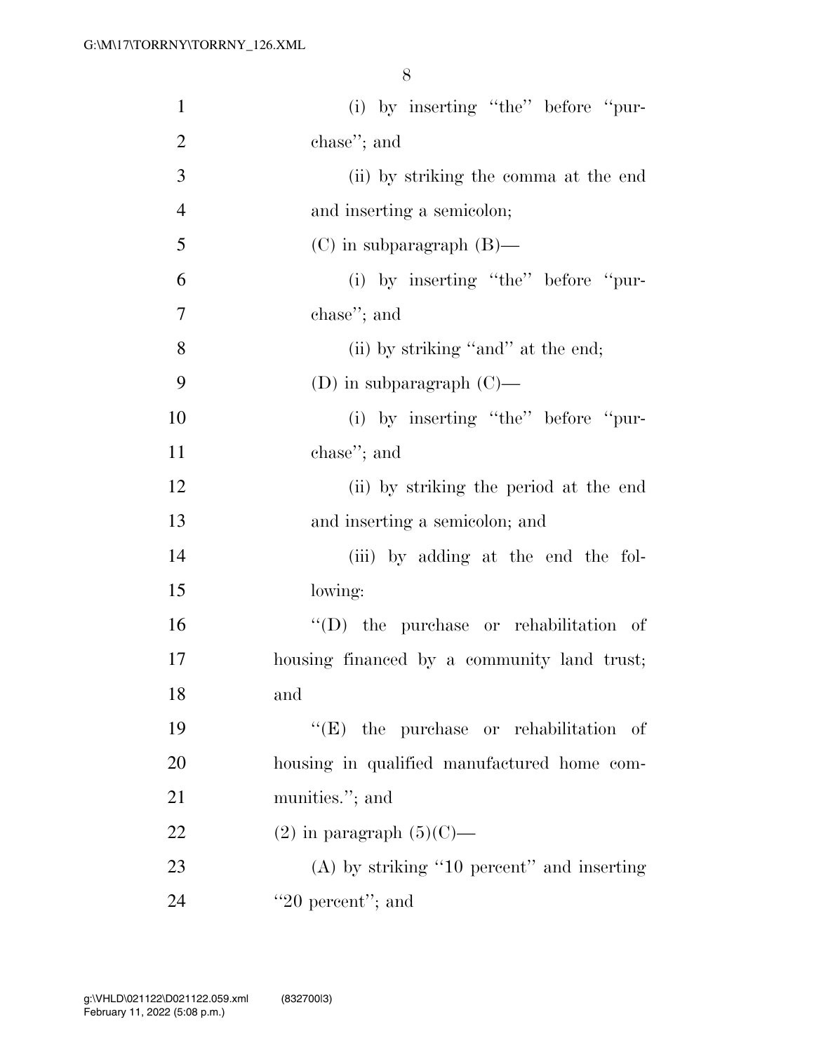(i) by inserting "the" before "purchase"; and

(ii) by striking the comma at the end and inserting a semicolon;

(C) in subparagraph (B)—

(i) by inserting "the" before "purchase"; and

(ii) by striking "and" at the end;

(D) in subparagraph (C)—

(i) by inserting "the" before "purchase"; and

(ii) by striking the period at the end and inserting a semicolon; and

(iii) by adding at the end the following:

"(D) the purchase or rehabilitation of housing financed by a community land trust; and

"(E) the purchase or rehabilitation of housing in qualified manufactured home communities."; and

(2) in paragraph (5)(C)—

(A) by striking "10 percent" and inserting "20 percent"; and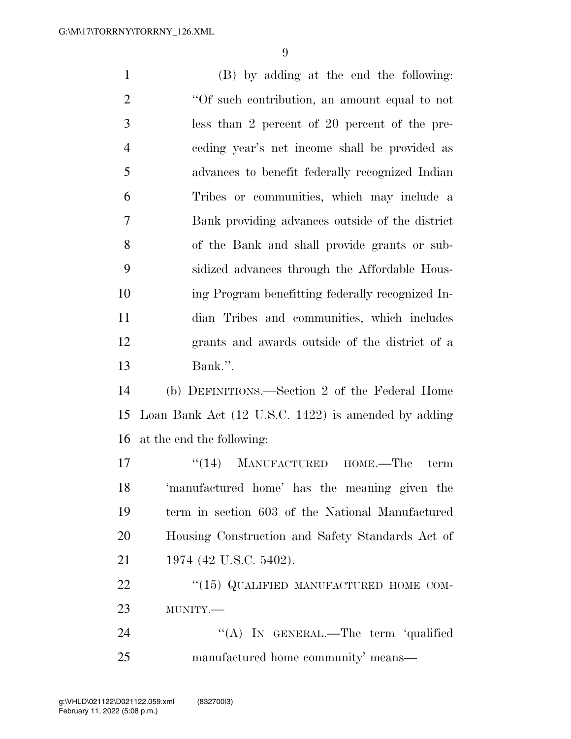(B) by adding at the end the following: ''Of such contribution, an amount equal to not less than 2 percent of 20 percent of the preceding year's net income shall be provided as advances to benefit federally recognized Indian Tribes or communities, which may include a Bank providing advances outside of the district of the Bank and shall provide grants or subsidized advances through the Affordable Housing Program benefitting federally recognized Indian Tribes and communities, which includes grants and awards outside of the district of a Bank.''.

(b) DEFINITIONS.—Section 2 of the Federal Home Loan Bank Act (12 U.S.C. 1422) is amended by adding at the end the following:

''(14) MANUFACTURED HOME.—The term 'manufactured home' has the meaning given the term in section 603 of the National Manufactured Housing Construction and Safety Standards Act of 1974 (42 U.S.C. 5402).

''(15) QUALIFIED MANUFACTURED HOME COMMUNITY.—

''(A) IN GENERAL.—The term 'qualified manufactured home community' means—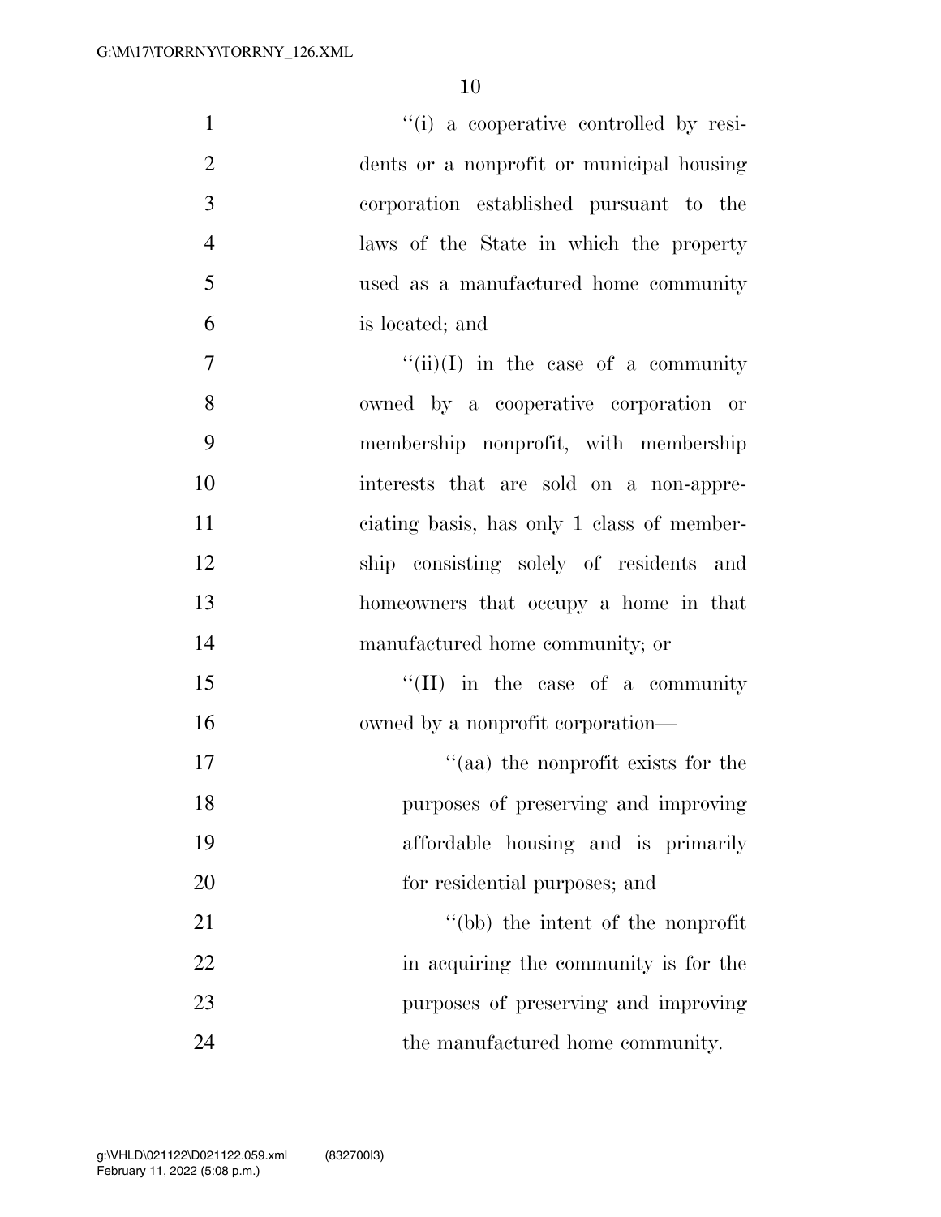"(i) a cooperative controlled by residents or a nonprofit or municipal housing corporation established pursuant to the laws of the State in which the property used as a manufactured home community is located; and

"(ii)(I) in the case of a community owned by a cooperative corporation or membership nonprofit, with membership interests that are sold on a non-appreciating basis, has only 1 class of membership consisting solely of residents and homeowners that occupy a home in that manufactured home community; or

"(II) in the case of a community owned by a nonprofit corporation—

"(aa) the nonprofit exists for the purposes of preserving and improving affordable housing and is primarily for residential purposes; and

"(bb) the intent of the nonprofit in acquiring the community is for the purposes of preserving and improving the manufactured home community.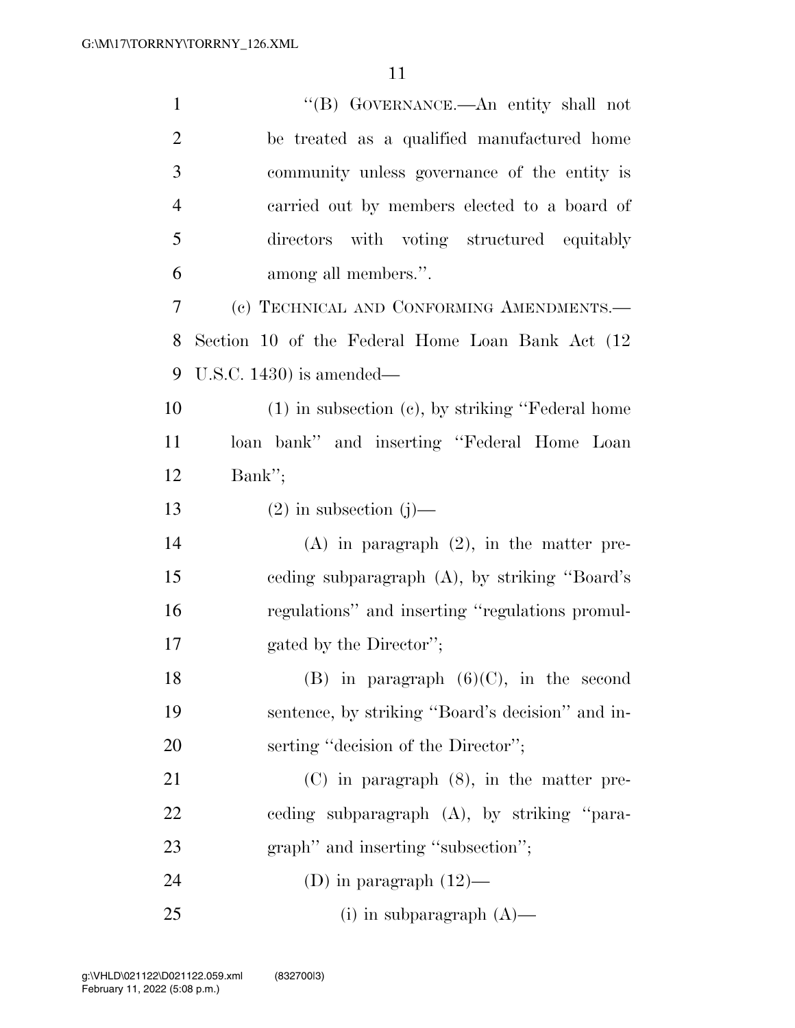"(B) GOVERNANCE.—An entity shall not be treated as a qualified manufactured home community unless governance of the entity is carried out by members elected to a board of directors with voting structured equitably among all members.".

(c) TECHNICAL AND CONFORMING AMENDMENTS.—Section 10 of the Federal Home Loan Bank Act (12 U.S.C. 1430) is amended—

(1) in subsection (c), by striking "Federal home loan bank" and inserting "Federal Home Loan Bank";

(2) in subsection (j)—

(A) in paragraph (2), in the matter preceding subparagraph (A), by striking "Board's regulations" and inserting "regulations promulgated by the Director";

(B) in paragraph (6)(C), in the second sentence, by striking "Board's decision" and inserting "decision of the Director";

(C) in paragraph (8), in the matter preceding subparagraph (A), by striking "paragraph" and inserting "subsection";

(D) in paragraph (12)—

(i) in subparagraph (A)—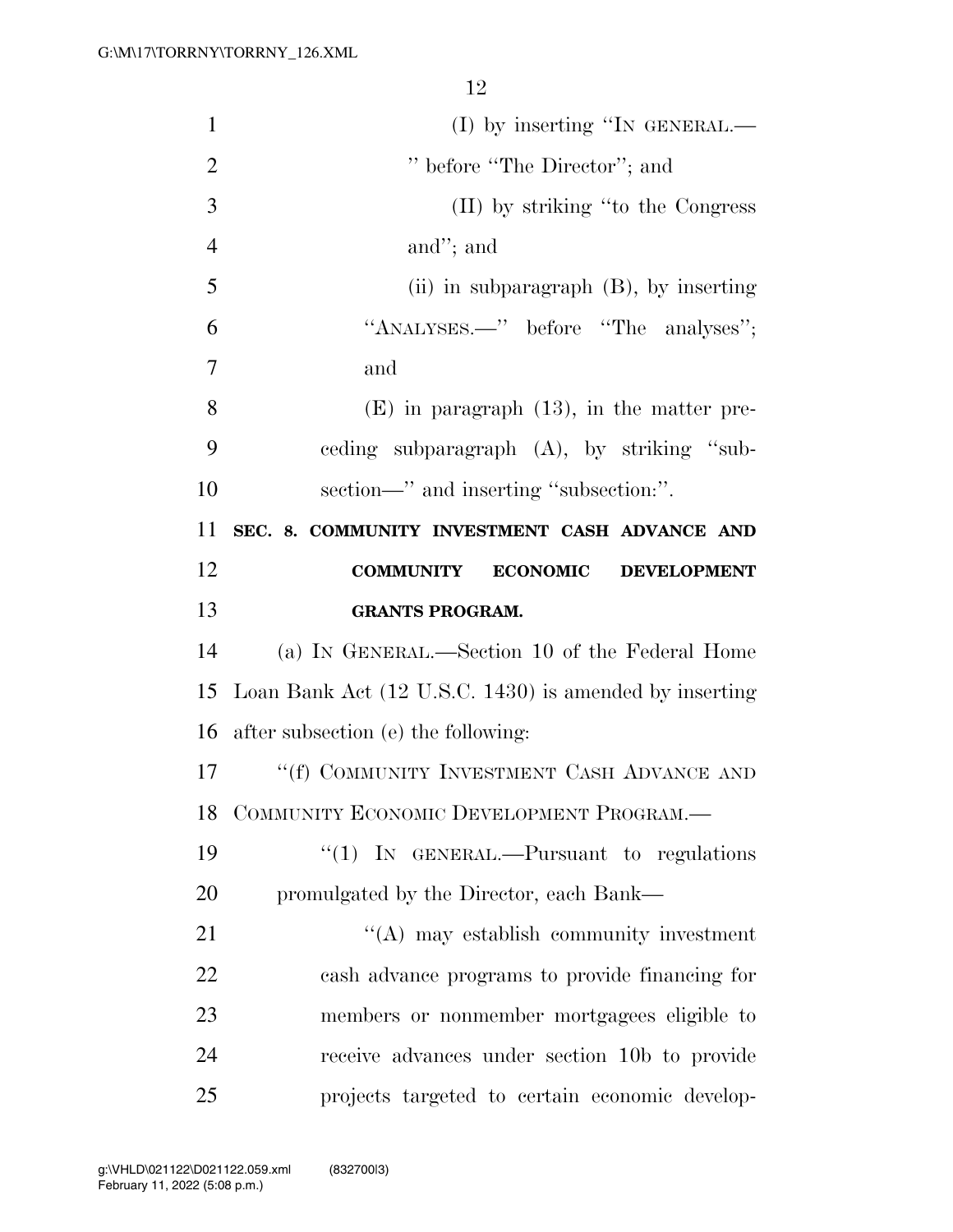(I) by inserting "IN GENERAL.— " before "The Director"; and

(II) by striking "to the Congress and"; and

(ii) in subparagraph (B), by inserting "ANALYSES.—" before "The analyses"; and

(E) in paragraph (13), in the matter preceding subparagraph (A), by striking "subsection—" and inserting "subsection:".

**SEC. 8. COMMUNITY INVESTMENT CASH ADVANCE AND COMMUNITY ECONOMIC DEVELOPMENT GRANTS PROGRAM.**

(a) IN GENERAL.—Section 10 of the Federal Home Loan Bank Act (12 U.S.C. 1430) is amended by inserting after subsection (e) the following:

"(f) COMMUNITY INVESTMENT CASH ADVANCE AND COMMUNITY ECONOMIC DEVELOPMENT PROGRAM.—

"(1) IN GENERAL.—Pursuant to regulations promulgated by the Director, each Bank—

"(A) may establish community investment cash advance programs to provide financing for members or nonmember mortgagees eligible to receive advances under section 10b to provide projects targeted to certain economic develop-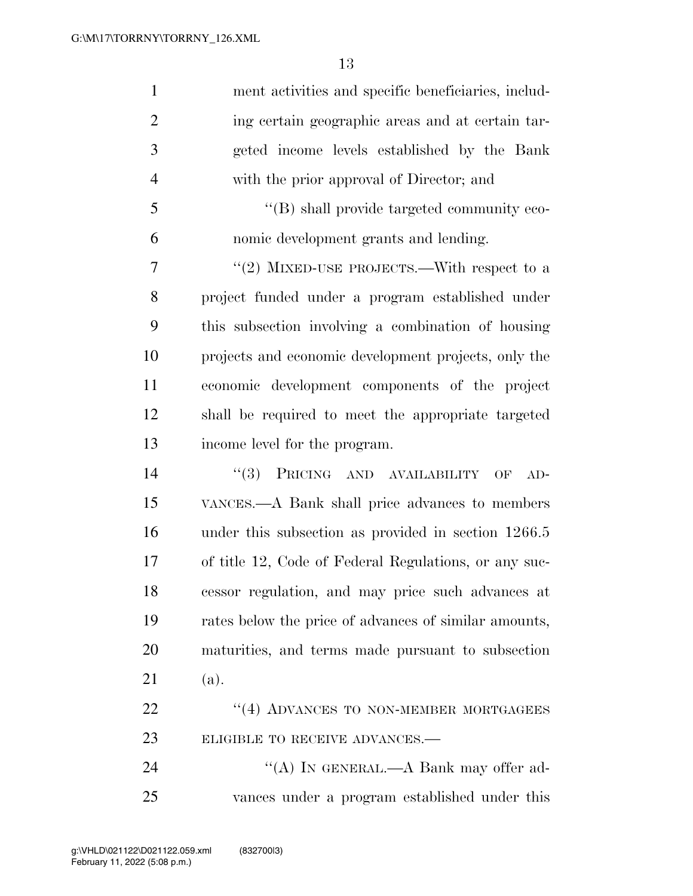ment activities and specific beneficiaries, including certain geographic areas and at certain targeted income levels established by the Bank with the prior approval of Director; and

"(B) shall provide targeted community economic development grants and lending.

"(2) MIXED-USE PROJECTS.—With respect to a project funded under a program established under this subsection involving a combination of housing projects and economic development projects, only the economic development components of the project shall be required to meet the appropriate targeted income level for the program.

"(3) PRICING AND AVAILABILITY OF ADVANCES.—A Bank shall price advances to members under this subsection as provided in section 1266.5 of title 12, Code of Federal Regulations, or any successor regulation, and may price such advances at rates below the price of advances of similar amounts, maturities, and terms made pursuant to subsection (a).

"(4) ADVANCES TO NON-MEMBER MORTGAGEES ELIGIBLE TO RECEIVE ADVANCES.—

"(A) IN GENERAL.—A Bank may offer advances under a program established under this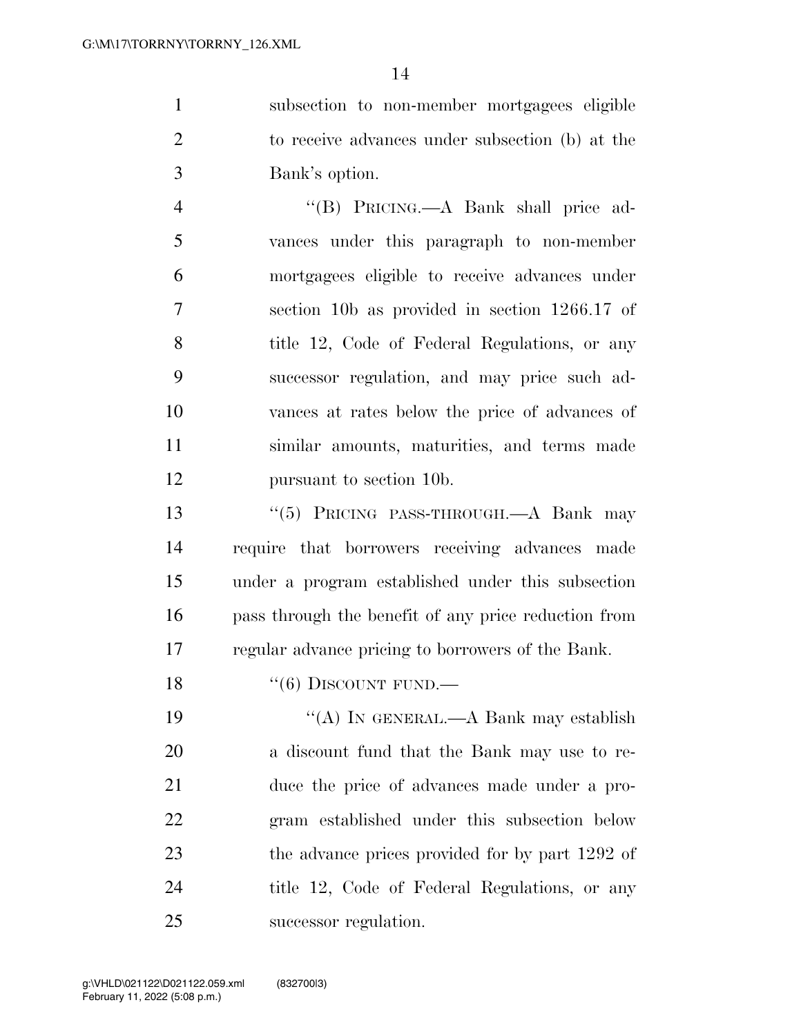subsection to non-member mortgagees eligible to receive advances under subsection (b) at the Bank's option.

"(B) PRICING.—A Bank shall price advances under this paragraph to non-member mortgagees eligible to receive advances under section 10b as provided in section 1266.17 of title 12, Code of Federal Regulations, or any successor regulation, and may price such advances at rates below the price of advances of similar amounts, maturities, and terms made pursuant to section 10b.

"(5) PRICING PASS-THROUGH.—A Bank may require that borrowers receiving advances made under a program established under this subsection pass through the benefit of any price reduction from regular advance pricing to borrowers of the Bank.

"(6) DISCOUNT FUND.—

"(A) IN GENERAL.—A Bank may establish a discount fund that the Bank may use to reduce the price of advances made under a program established under this subsection below the advance prices provided for by part 1292 of title 12, Code of Federal Regulations, or any successor regulation.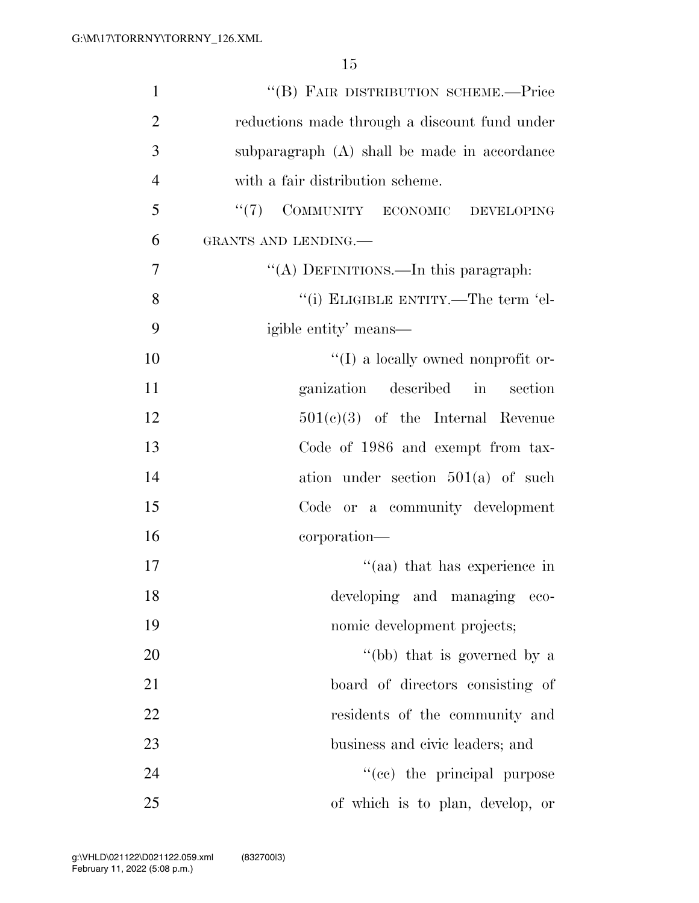"(B) FAIR DISTRIBUTION SCHEME.—Price reductions made through a discount fund under subparagraph (A) shall be made in accordance with a fair distribution scheme.

"(7) COMMUNITY ECONOMIC DEVELOPING GRANTS AND LENDING.—

"(A) DEFINITIONS.—In this paragraph:

"(i) ELIGIBLE ENTITY.—The term 'eligible entity' means—

"(I) a locally owned nonprofit organization described in section 501(c)(3) of the Internal Revenue Code of 1986 and exempt from taxation under section 501(a) of such Code or a community development corporation—

"(aa) that has experience in developing and managing economic development projects;

"(bb) that is governed by a board of directors consisting of residents of the community and business and civic leaders; and

"(cc) the principal purpose of which is to plan, develop, or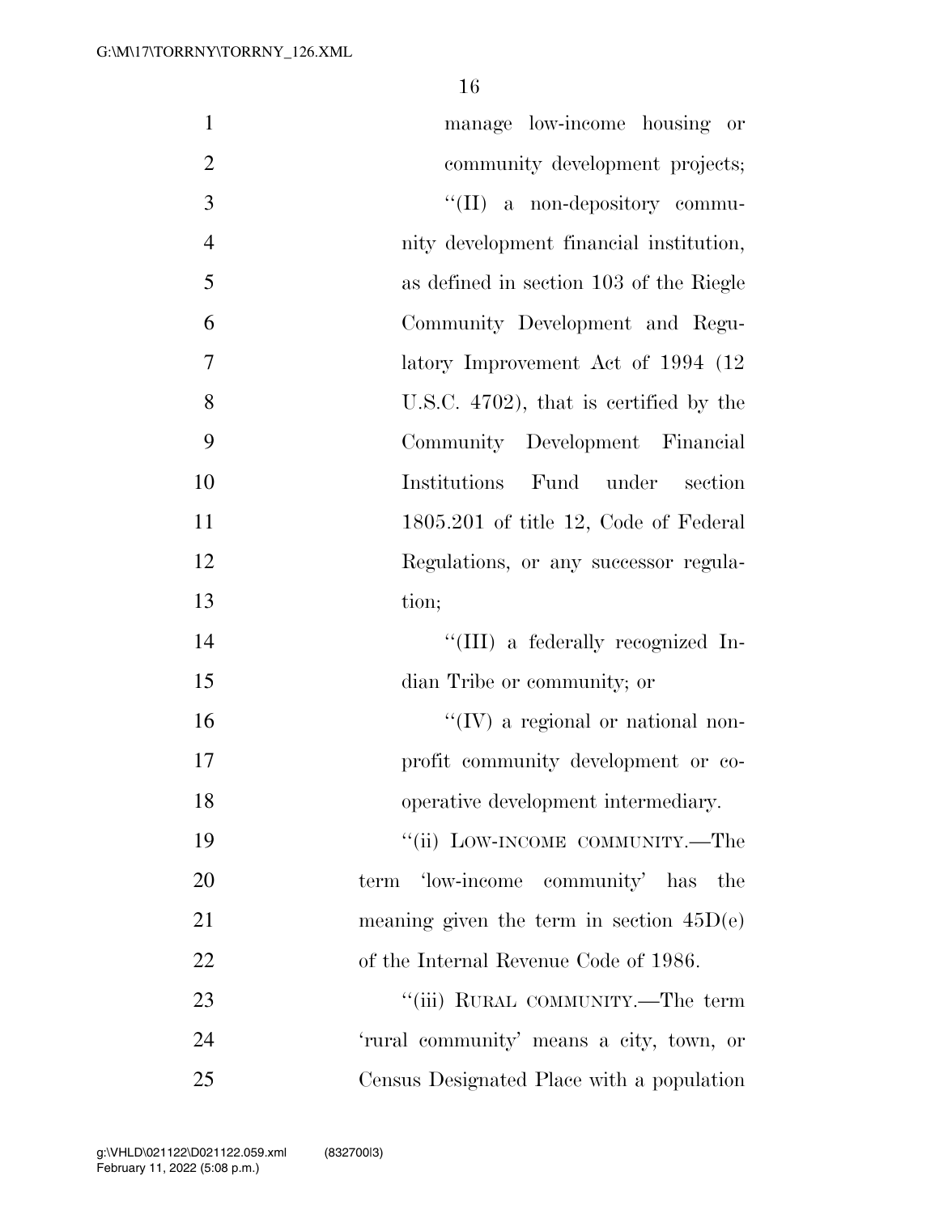manage low-income housing or community development projects;

''(II) a non-depository community development financial institution, as defined in section 103 of the Riegle Community Development and Regulatory Improvement Act of 1994 (12 U.S.C. 4702), that is certified by the Community Development Financial Institutions Fund under section 1805.201 of title 12, Code of Federal Regulations, or any successor regulation;

''(III) a federally recognized Indian Tribe or community; or

''(IV) a regional or national nonprofit community development or cooperative development intermediary.

''(ii) LOW-INCOME COMMUNITY.—The term 'low-income community' has the meaning given the term in section 45D(e) of the Internal Revenue Code of 1986.

''(iii) RURAL COMMUNITY.—The term 'rural community' means a city, town, or Census Designated Place with a population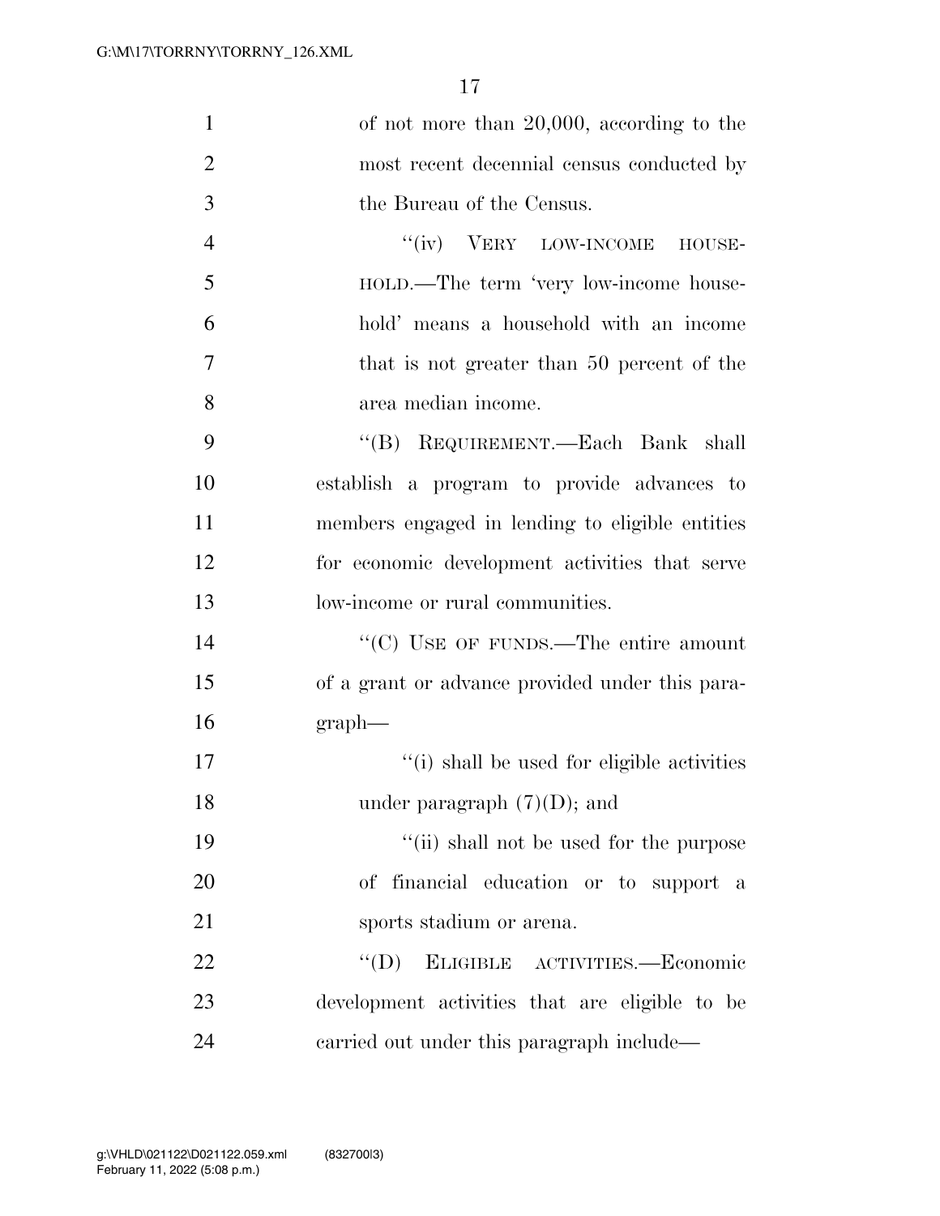of not more than 20,000, according to the most recent decennial census conducted by the Bureau of the Census.

"(iv) VERY LOW-INCOME HOUSEHOLD.—The term 'very low-income household' means a household with an income that is not greater than 50 percent of the area median income.

"(B) REQUIREMENT.—Each Bank shall establish a program to provide advances to members engaged in lending to eligible entities for economic development activities that serve low-income or rural communities.

"(C) USE OF FUNDS.—The entire amount of a grant or advance provided under this paragraph—

"(i) shall be used for eligible activities under paragraph (7)(D); and

"(ii) shall not be used for the purpose of financial education or to support a sports stadium or arena.

"(D) ELIGIBLE ACTIVITIES.—Economic development activities that are eligible to be carried out under this paragraph include—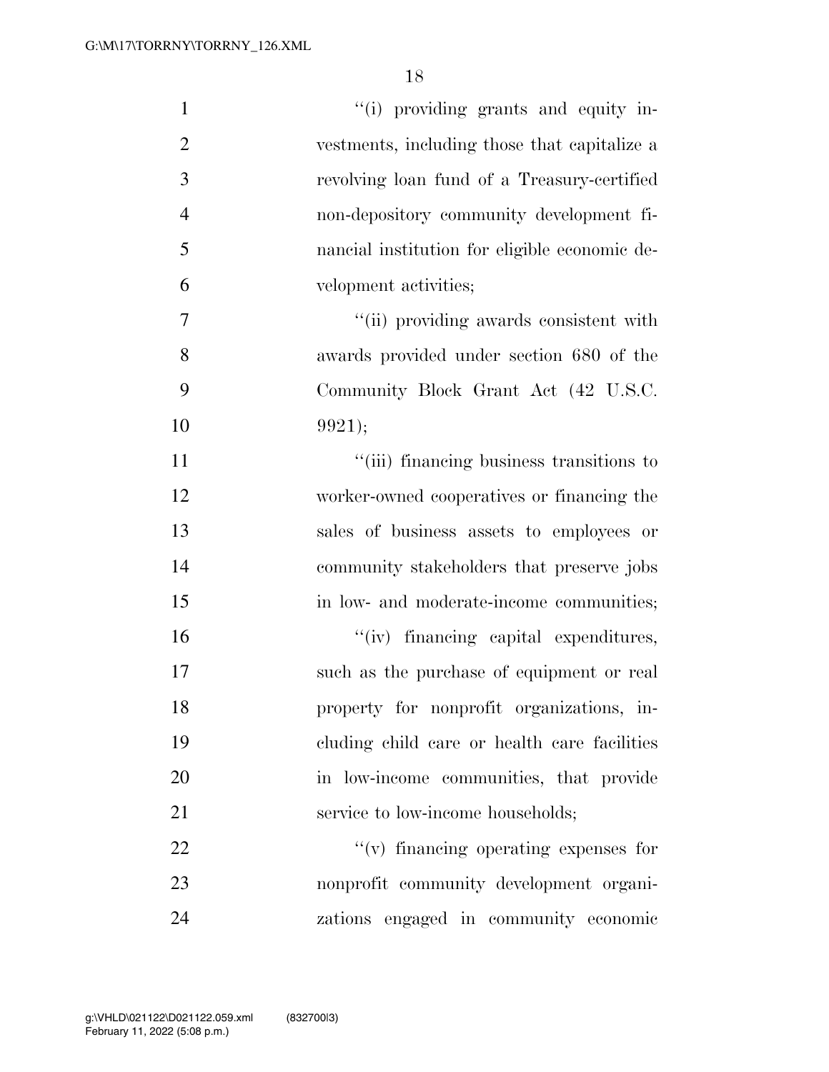''(i) providing grants and equity investments, including those that capitalize a revolving loan fund of a Treasury-certified non-depository community development financial institution for eligible economic development activities;

''(ii) providing awards consistent with awards provided under section 680 of the Community Block Grant Act (42 U.S.C. 9921);

''(iii) financing business transitions to worker-owned cooperatives or financing the sales of business assets to employees or community stakeholders that preserve jobs in low- and moderate-income communities;

''(iv) financing capital expenditures, such as the purchase of equipment or real property for nonprofit organizations, including child care or health care facilities in low-income communities, that provide service to low-income households;

''(v) financing operating expenses for nonprofit community development organizations engaged in community economic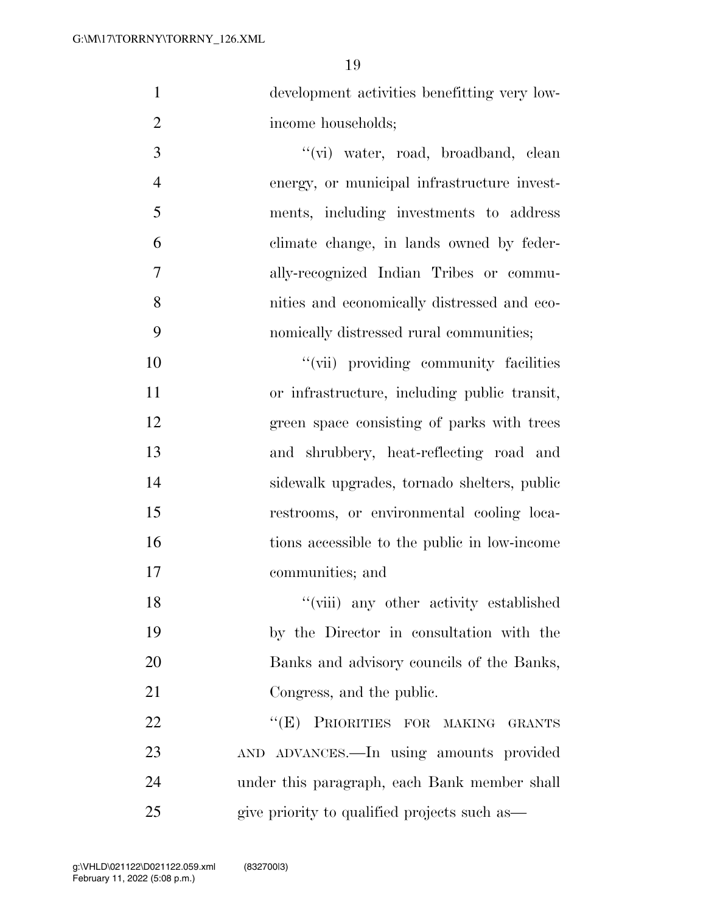development activities benefitting very low-income households;

''(vi) water, road, broadband, clean energy, or municipal infrastructure investments, including investments to address climate change, in lands owned by federally-recognized Indian Tribes or communities and economically distressed and economically distressed rural communities;

''(vii) providing community facilities or infrastructure, including public transit, green space consisting of parks with trees and shrubbery, heat-reflecting road and sidewalk upgrades, tornado shelters, public restrooms, or environmental cooling locations accessible to the public in low-income communities; and

''(viii) any other activity established by the Director in consultation with the Banks and advisory councils of the Banks, Congress, and the public.

''(E) PRIORITIES FOR MAKING GRANTS AND ADVANCES.—In using amounts provided under this paragraph, each Bank member shall give priority to qualified projects such as—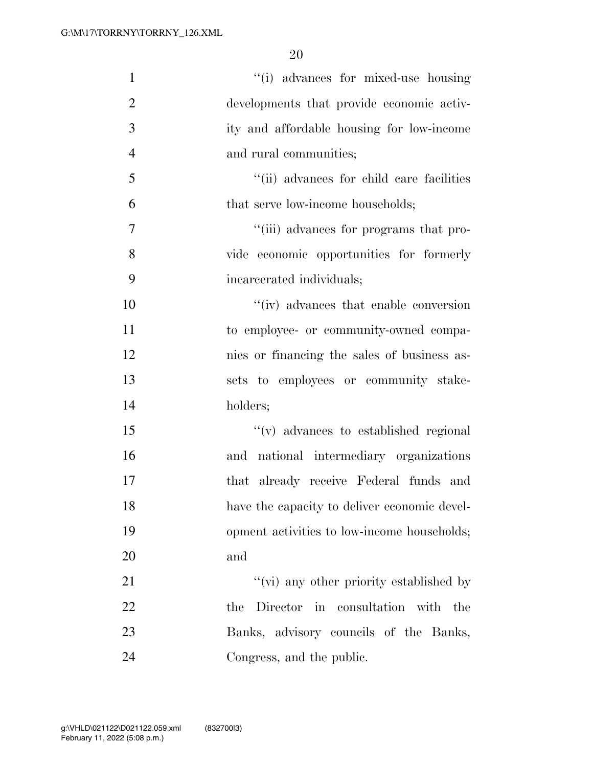''(i) advances for mixed-use housing developments that provide economic activity and affordable housing for low-income and rural communities;

''(ii) advances for child care facilities that serve low-income households;

''(iii) advances for programs that provide economic opportunities for formerly incarcerated individuals;

''(iv) advances that enable conversion to employee- or community-owned companies or financing the sales of business assets to employees or community stakeholders;

''(v) advances to established regional and national intermediary organizations that already receive Federal funds and have the capacity to deliver economic development activities to low-income households; and

''(vi) any other priority established by the Director in consultation with the Banks, advisory councils of the Banks, Congress, and the public.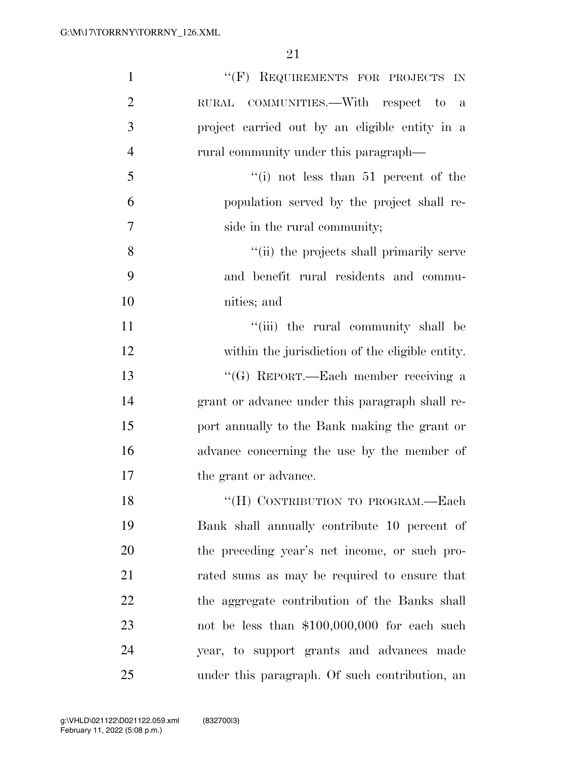"(F) REQUIREMENTS FOR PROJECTS IN RURAL COMMUNITIES.—With respect to a project carried out by an eligible entity in a rural community under this paragraph—

"(i) not less than 51 percent of the population served by the project shall reside in the rural community;

"(ii) the projects shall primarily serve and benefit rural residents and communities; and

"(iii) the rural community shall be within the jurisdiction of the eligible entity.

"(G) REPORT.—Each member receiving a grant or advance under this paragraph shall report annually to the Bank making the grant or advance concerning the use by the member of the grant or advance.

"(H) CONTRIBUTION TO PROGRAM.—Each Bank shall annually contribute 10 percent of the preceding year's net income, or such prorated sums as may be required to ensure that the aggregate contribution of the Banks shall not be less than $100,000,000 for each such year, to support grants and advances made under this paragraph. Of such contribution, an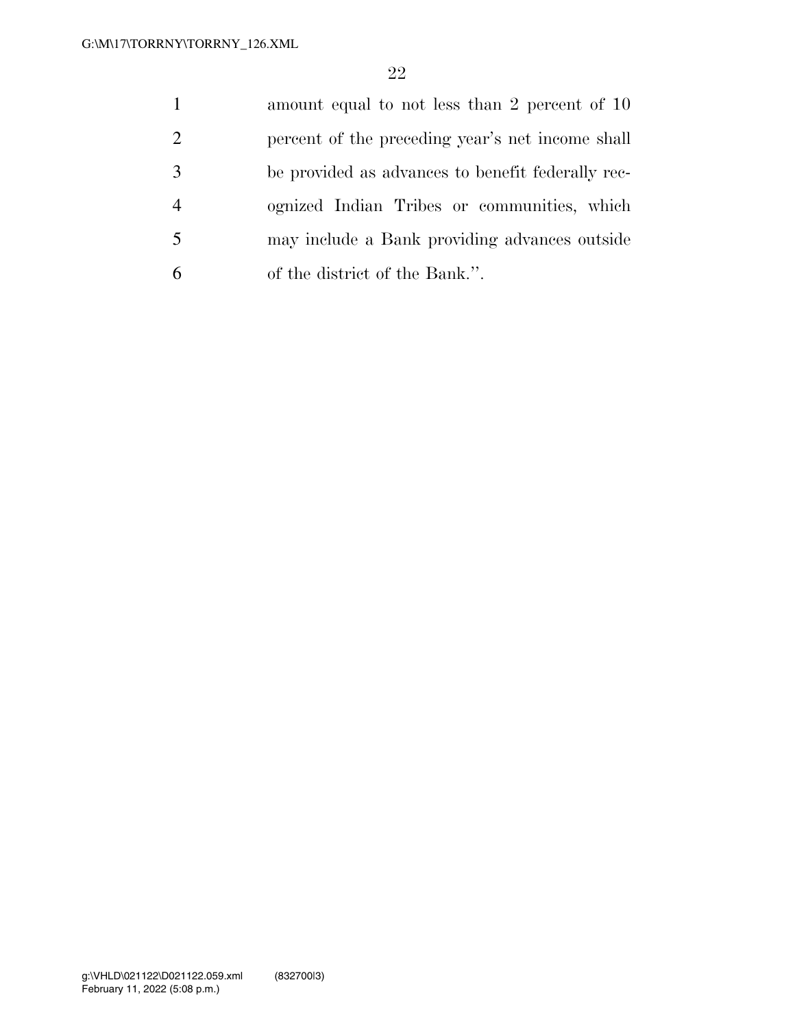amount equal to not less than 2 percent of 10 percent of the preceding year's net income shall be provided as advances to benefit federally recognized Indian Tribes or communities, which may include a Bank providing advances outside of the district of the Bank.''.